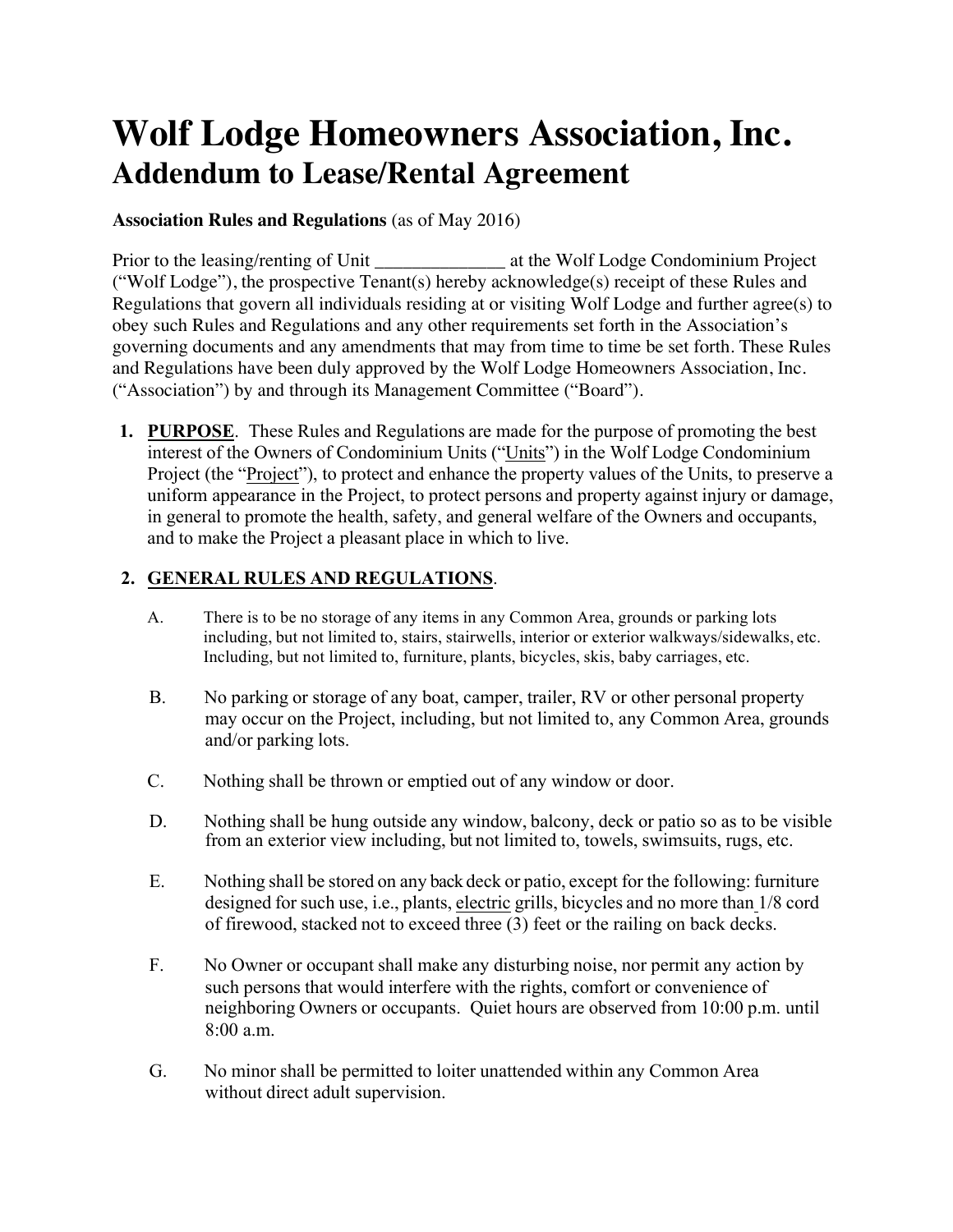# Wolf Lodge Homeowners Association, Inc.

## Addendum to Lease/Rental Agreement

**Association Rules and Regulations** (as of May 2016)

Prior to the leasing/renting of Unit ______________ at the Wolf Lodge Condominium Project ("Wolf Lodge"), the prospective Tenant(s) hereby acknowledge(s) receipt of these Rules and Regulations that govern all individuals residing at or visiting Wolf Lodge and further agree(s) to obey such Rules and Regulations and any other requirements set forth in the Association's governing documents and any amendments that may from time to time be set forth. These Rules and Regulations have been duly approved by the Wolf Lodge Homeowners Association, Inc. ("Association") by and through its Management Committee ("Board").

1. **PURPOSE**. These Rules and Regulations are made for the purpose of promoting the best interest of the Owners of Condominium Units ("Units") in the Wolf Lodge Condominium Project (the "Project"), to protect and enhance the property values of the Units, to preserve a uniform appearance in the Project, to protect persons and property against injury or damage, in general to promote the health, safety, and general welfare of the Owners and occupants, and to make the Project a pleasant place in which to live.

2. **GENERAL RULES AND REGULATIONS**.

   A. There is to be no storage of any items in any Common Area, grounds or parking lots including, but not limited to, stairs, stairwells, interior or exterior walkways/sidewalks, etc. Including, but not limited to, furniture, plants, bicycles, skis, baby carriages, etc.

   B. No parking or storage of any boat, camper, trailer, RV or other personal property may occur on the Project, including, but not limited to, any Common Area, grounds and/or parking lots.

   C. Nothing shall be thrown or emptied out of any window or door.

   D. Nothing shall be hung outside any window, balcony, deck or patio so as to be visible from an exterior view including, but not limited to, towels, swimsuits, rugs, etc.

   E. Nothing shall be stored on any back deck or patio, except for the following: furniture designed for such use, i.e., plants, electric grills, bicycles and no more than 1/8 cord of firewood, stacked not to exceed three (3) feet or the railing on back decks.

   F. No Owner or occupant shall make any disturbing noise, nor permit any action by such persons that would interfere with the rights, comfort or convenience of neighboring Owners or occupants. Quiet hours are observed from 10:00 p.m. until 8:00 a.m.

   G. No minor shall be permitted to loiter unattended within any Common Area without direct adult supervision.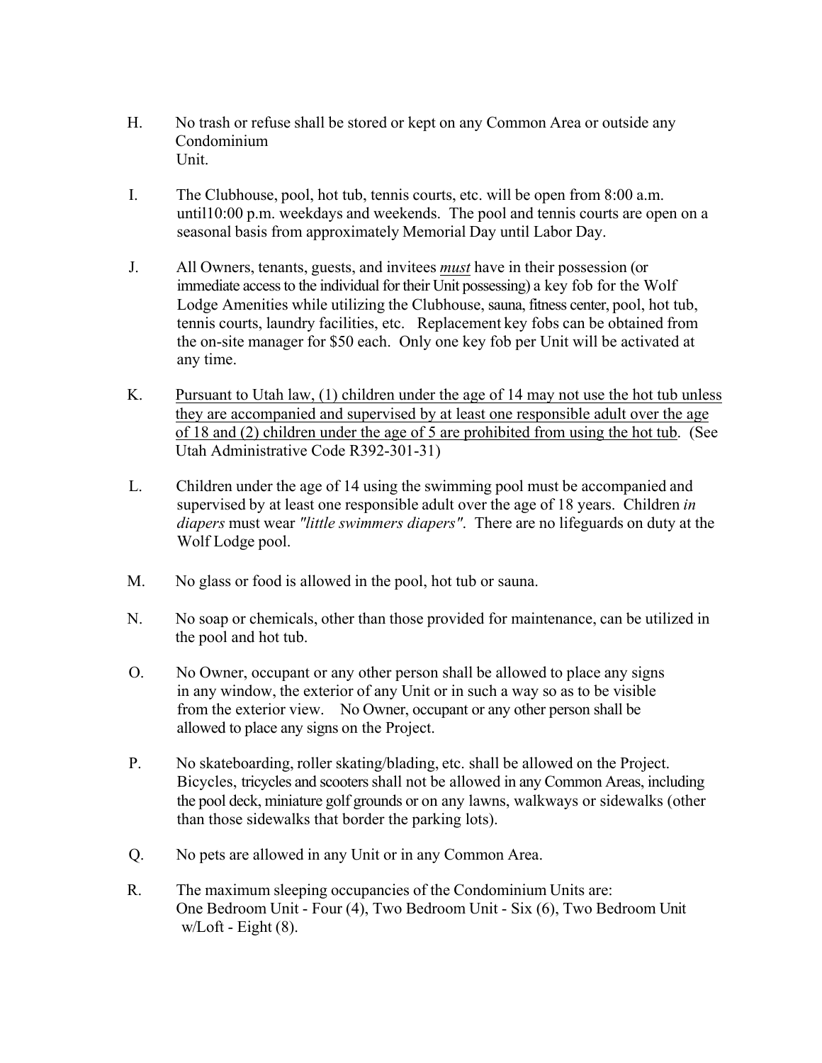H. No trash or refuse shall be stored or kept on any Common Area or outside any Condominium Unit.

I. The Clubhouse, pool, hot tub, tennis courts, etc. will be open from 8:00 a.m. until10:00 p.m. weekdays and weekends. The pool and tennis courts are open on a seasonal basis from approximately Memorial Day until Labor Day.

J. All Owners, tenants, guests, and invitees ***must*** have in their possession (or immediate access to the individual for their Unit possessing) a key fob for the Wolf Lodge Amenities while utilizing the Clubhouse, sauna, fitness center, pool, hot tub, tennis courts, laundry facilities, etc. Replacement key fobs can be obtained from the on-site manager for $50 each. Only one key fob per Unit will be activated at any time.

K. <u>Pursuant to Utah law, (1) children under the age of 14 may not use the hot tub unless they are accompanied and supervised by at least one responsible adult over the age of 18 and (2) children under the age of 5 are prohibited from using the hot tub</u>. (See Utah Administrative Code R392-301-31)

L. Children under the age of 14 using the swimming pool must be accompanied and supervised by at least one responsible adult over the age of 18 years. Children *in diapers* must wear *"little swimmers diapers"*. There are no lifeguards on duty at the Wolf Lodge pool.

M. No glass or food is allowed in the pool, hot tub or sauna.

N. No soap or chemicals, other than those provided for maintenance, can be utilized in the pool and hot tub.

O. No Owner, occupant or any other person shall be allowed to place any signs in any window, the exterior of any Unit or in such a way so as to be visible from the exterior view. No Owner, occupant or any other person shall be allowed to place any signs on the Project.

P. No skateboarding, roller skating/blading, etc. shall be allowed on the Project. Bicycles, tricycles and scooters shall not be allowed in any Common Areas, including the pool deck, miniature golf grounds or on any lawns, walkways or sidewalks (other than those sidewalks that border the parking lots).

Q. No pets are allowed in any Unit or in any Common Area.

R. The maximum sleeping occupancies of the Condominium Units are: One Bedroom Unit - Four (4), Two Bedroom Unit - Six (6), Two Bedroom Unit w/Loft - Eight (8).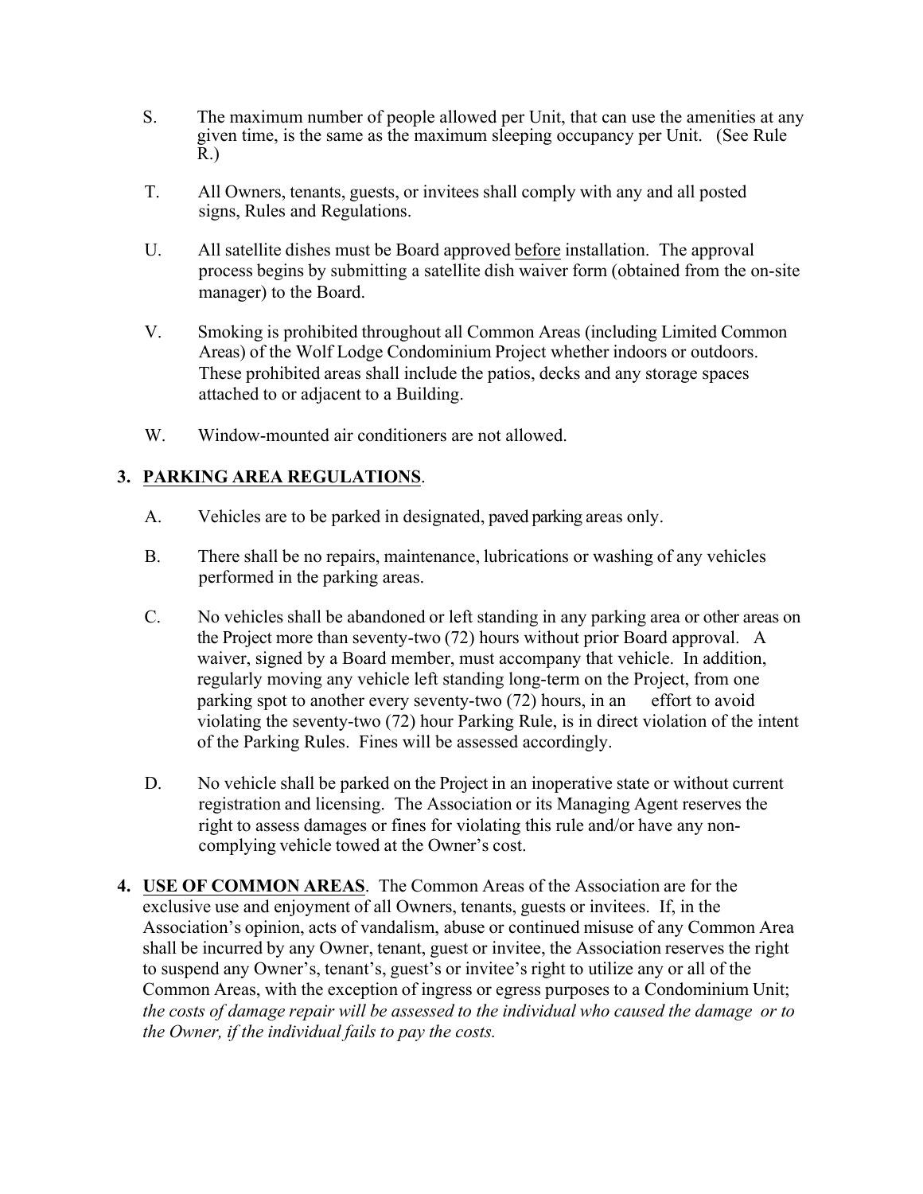S. The maximum number of people allowed per Unit, that can use the amenities at any given time, is the same as the maximum sleeping occupancy per Unit. (See Rule R.)

T. All Owners, tenants, guests, or invitees shall comply with any and all posted signs, Rules and Regulations.

U. All satellite dishes must be Board approved <u>before</u> installation. The approval process begins by submitting a satellite dish waiver form (obtained from the on-site manager) to the Board.

V. Smoking is prohibited throughout all Common Areas (including Limited Common Areas) of the Wolf Lodge Condominium Project whether indoors or outdoors. These prohibited areas shall include the patios, decks and any storage spaces attached to or adjacent to a Building.

W. Window-mounted air conditioners are not allowed.

**3. <u>PARKING AREA REGULATIONS</u>.**

A. Vehicles are to be parked in designated, paved parking areas only.

B. There shall be no repairs, maintenance, lubrications or washing of any vehicles performed in the parking areas.

C. No vehicles shall be abandoned or left standing in any parking area or other areas on the Project more than seventy-two (72) hours without prior Board approval. A waiver, signed by a Board member, must accompany that vehicle. In addition, regularly moving any vehicle left standing long-term on the Project, from one parking spot to another every seventy-two (72) hours, in an effort to avoid violating the seventy-two (72) hour Parking Rule, is in direct violation of the intent of the Parking Rules. Fines will be assessed accordingly.

D. No vehicle shall be parked on the Project in an inoperative state or without current registration and licensing. The Association or its Managing Agent reserves the right to assess damages or fines for violating this rule and/or have any non-complying vehicle towed at the Owner's cost.

**4. <u>USE OF COMMON AREAS</u>.** The Common Areas of the Association are for the exclusive use and enjoyment of all Owners, tenants, guests or invitees. If, in the Association's opinion, acts of vandalism, abuse or continued misuse of any Common Area shall be incurred by any Owner, tenant, guest or invitee, the Association reserves the right to suspend any Owner's, tenant's, guest's or invitee's right to utilize any or all of the Common Areas, with the exception of ingress or egress purposes to a Condominium Unit; *the costs of damage repair will be assessed to the individual who caused the damage or to the Owner, if the individual fails to pay the costs.*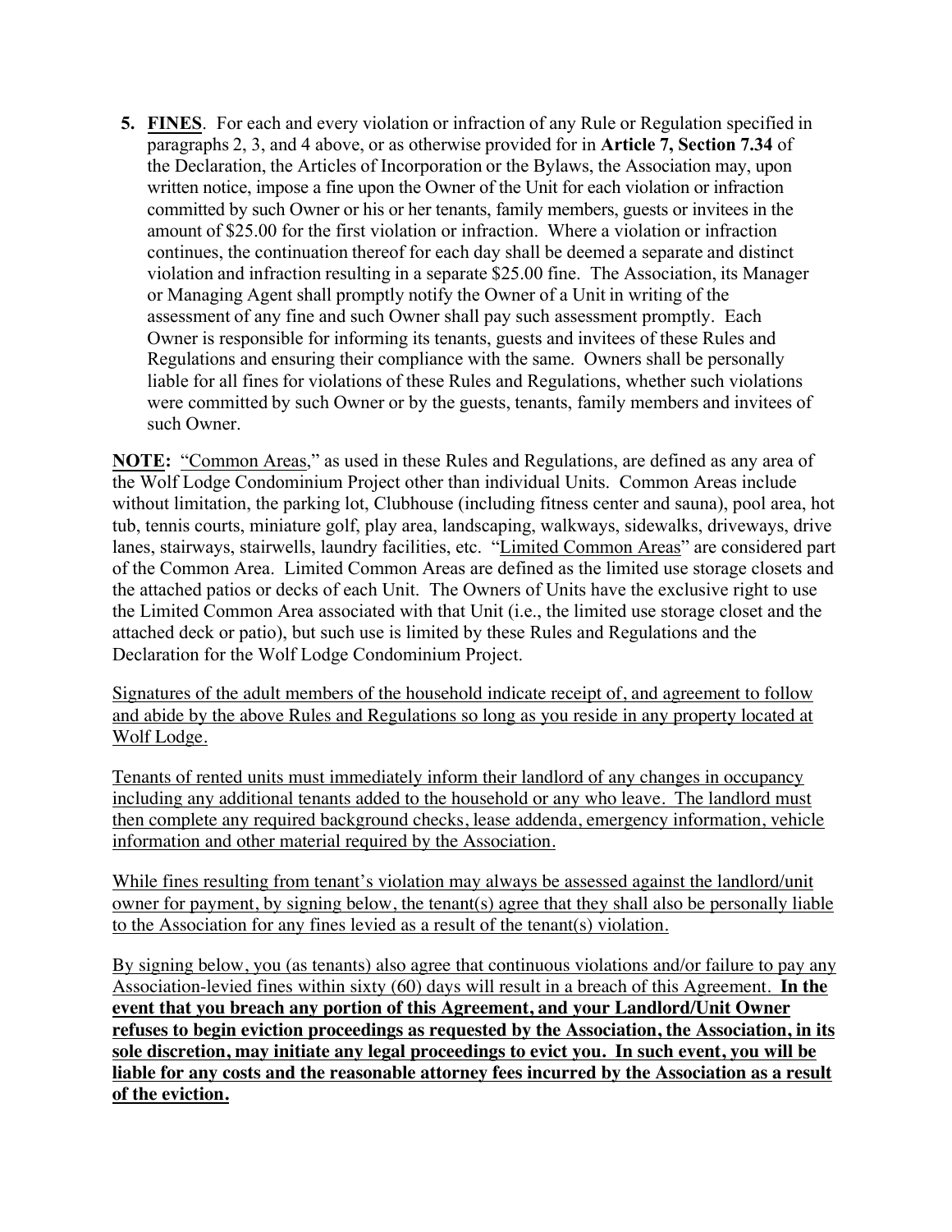5. **FINES**. For each and every violation or infraction of any Rule or Regulation specified in paragraphs 2, 3, and 4 above, or as otherwise provided for in **Article 7, Section 7.34** of the Declaration, the Articles of Incorporation or the Bylaws, the Association may, upon written notice, impose a fine upon the Owner of the Unit for each violation or infraction committed by such Owner or his or her tenants, family members, guests or invitees in the amount of $25.00 for the first violation or infraction. Where a violation or infraction continues, the continuation thereof for each day shall be deemed a separate and distinct violation and infraction resulting in a separate $25.00 fine. The Association, its Manager or Managing Agent shall promptly notify the Owner of a Unit in writing of the assessment of any fine and such Owner shall pay such assessment promptly. Each Owner is responsible for informing its tenants, guests and invitees of these Rules and Regulations and ensuring their compliance with the same. Owners shall be personally liable for all fines for violations of these Rules and Regulations, whether such violations were committed by such Owner or by the guests, tenants, family members and invitees of such Owner.

**NOTE:** <u>"Common Areas,"</u> as used in these Rules and Regulations, are defined as any area of the Wolf Lodge Condominium Project other than individual Units. Common Areas include without limitation, the parking lot, Clubhouse (including fitness center and sauna), pool area, hot tub, tennis courts, miniature golf, play area, landscaping, walkways, sidewalks, driveways, drive lanes, stairways, stairwells, laundry facilities, etc. "<u>Limited Common Areas</u>" are considered part of the Common Area. Limited Common Areas are defined as the limited use storage closets and the attached patios or decks of each Unit. The Owners of Units have the exclusive right to use the Limited Common Area associated with that Unit (i.e., the limited use storage closet and the attached deck or patio), but such use is limited by these Rules and Regulations and the Declaration for the Wolf Lodge Condominium Project.

<u>Signatures of the adult members of the household indicate receipt of, and agreement to follow and abide by the above Rules and Regulations so long as you reside in any property located at Wolf Lodge.</u>

<u>Tenants of rented units must immediately inform their landlord of any changes in occupancy including any additional tenants added to the household or any who leave. The landlord must then complete any required background checks, lease addenda, emergency information, vehicle information and other material required by the Association.</u>

<u>While fines resulting from tenant's violation may always be assessed against the landlord/unit owner for payment, by signing below, the tenant(s) agree that they shall also be personally liable to the Association for any fines levied as a result of the tenant(s) violation.</u>

<u>By signing below, you (as tenants) also agree that continuous violations and/or failure to pay any Association-levied fines within sixty (60) days will result in a breach of this Agreement.</u> **<u>In the event that you breach any portion of this Agreement, and your Landlord/Unit Owner refuses to begin eviction proceedings as requested by the Association, the Association, in its sole discretion, may initiate any legal proceedings to evict you. In such event, you will be liable for any costs and the reasonable attorney fees incurred by the Association as a result of the eviction.</u>**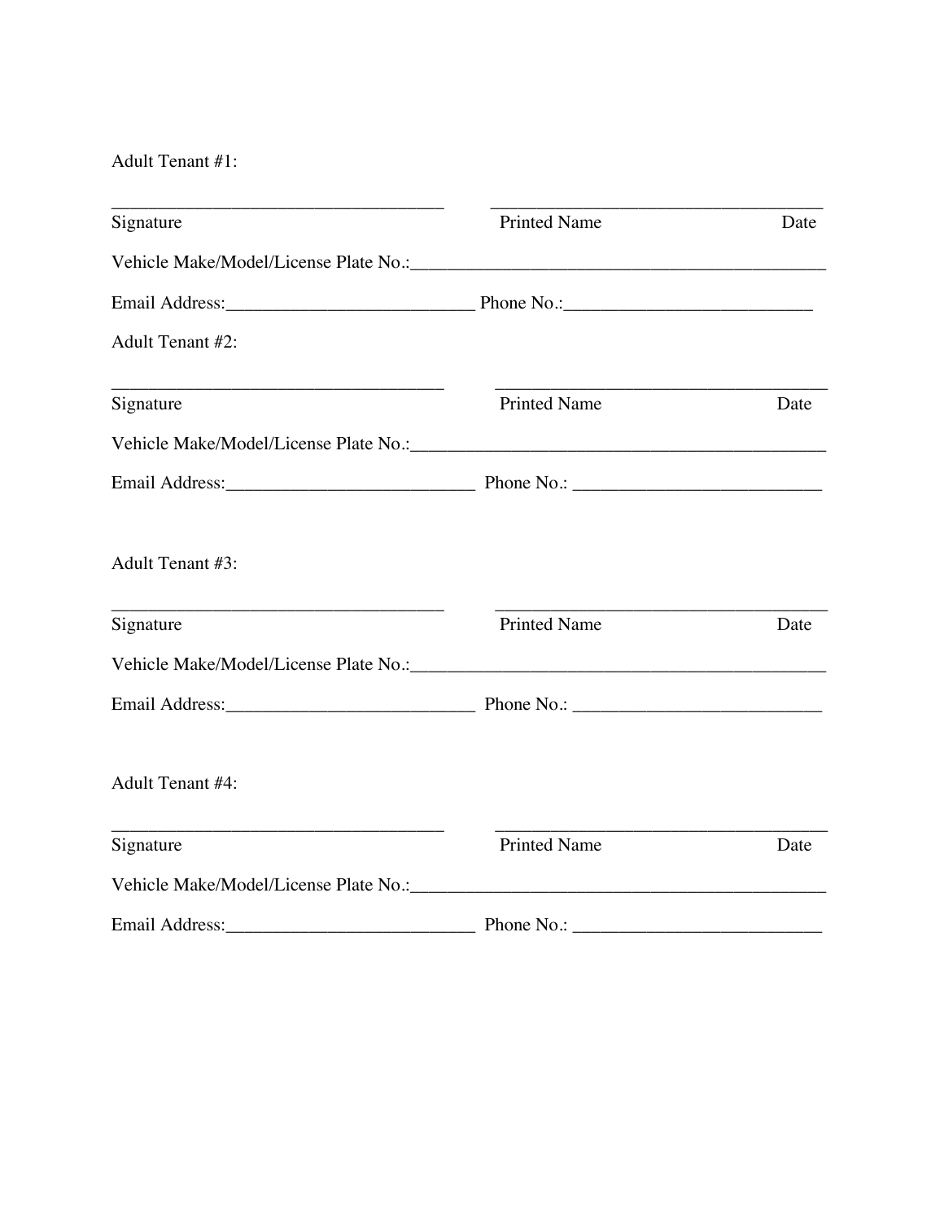Adult Tenant #1:

_____________________________________ _____________________________________

Signature Printed Name Date

Vehicle Make/Model/License Plate No.:_____________________________________________

Email Address:___________________________ Phone No.:___________________________

Adult Tenant #2:

_____________________________________ _____________________________________

Signature Printed Name Date

Vehicle Make/Model/License Plate No.:_____________________________________________

Email Address:___________________________ Phone No.: ___________________________

Adult Tenant #3:

_____________________________________ _____________________________________

Signature Printed Name Date

Vehicle Make/Model/License Plate No.:_____________________________________________

Email Address:___________________________ Phone No.: ___________________________

Adult Tenant #4:

_____________________________________ _____________________________________

Signature Printed Name Date

Vehicle Make/Model/License Plate No.:_____________________________________________

Email Address:___________________________ Phone No.: ___________________________